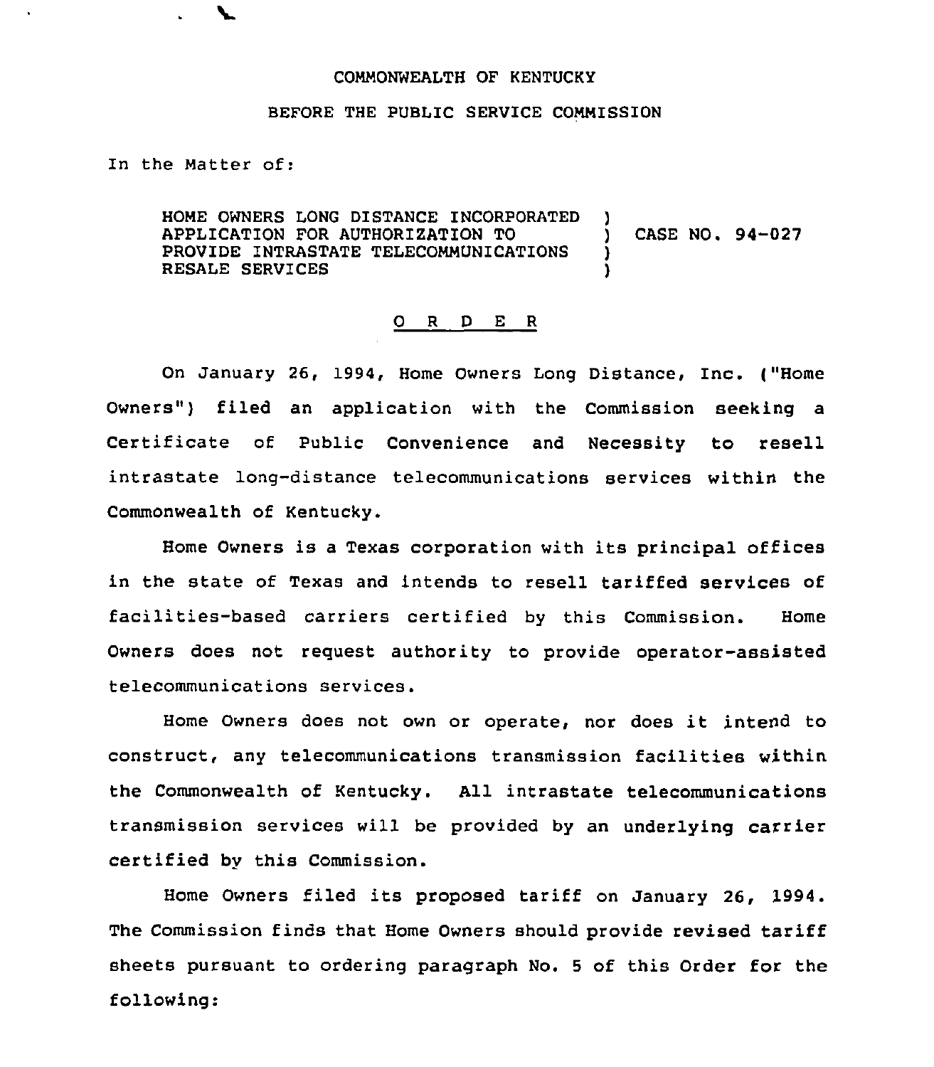COMMONWEALTH OF KENTUCKY

BEFORE THE PUBLIC SERVICE COMMISSION

In the Matter of:

| | | |
|---|---|---|
| HOME OWNERS LONG DISTANCE INCORPORATED APPLICATION FOR AUTHORIZATION TO PROVIDE INTRASTATE TELECOMMUNICATIONS RESALE SERVICES | ) ) ) ) | CASE NO. 94-027 |

## O R D E R

On January 26, 1994, Home Owners Long Distance, Inc. ("Home Owners") filed an application with the Commission seeking a Certificate of Public Convenience and Necessity to resell intrastate long-distance telecommunications services within the Commonwealth of Kentucky.

Home Owners is a Texas corporation with its principal offices in the state of Texas and intends to resell tariffed services of facilities-based carriers certified by this Commission. Home Owners does not request authority to provide operator-assisted telecommunications services.

Home Owners does not own or operate, nor does it intend to construct, any telecommunications transmission facilities within the Commonwealth of Kentucky. All intrastate telecommunications transmission services will be provided by an underlying carrier certified by this Commission.

Home Owners filed its proposed tariff on January 26, 1994. The Commission finds that Home Owners should provide revised tariff sheets pursuant to ordering paragraph No. 5 of this Order for the following: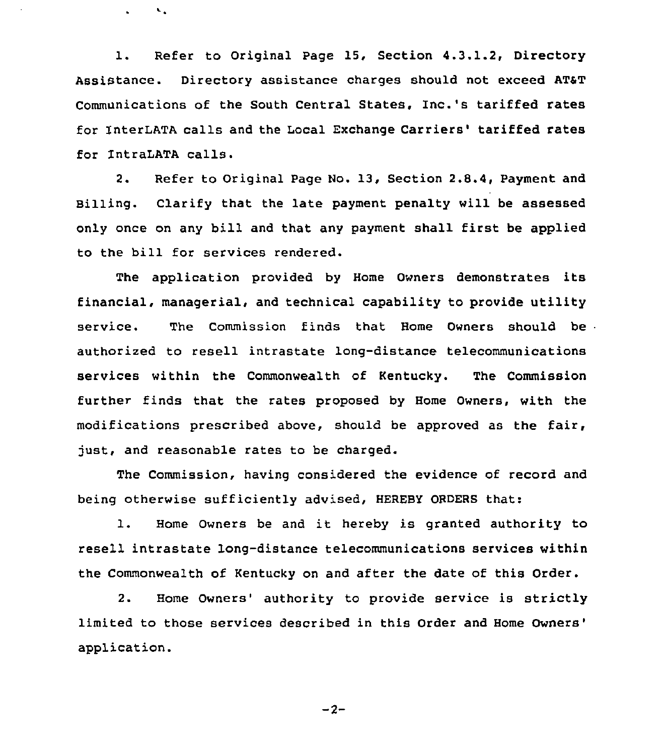1. Refer to Original Page 15, Section 4.3.1.2, Directory Assistance. Directory assistance charges should not exceed AT&T Communications of the South Central States, Inc.'s tariffed rates for InterLATA calls and the Local Exchange Carriers' tariffed rates for IntraLATA calls.

2. Refer to Original Page No. 13, Section 2.8.4, Payment and Billing. Clarify that the late payment penalty will be assessed only once on any bill and that any payment shall first be applied to the bill for services rendered.

The application provided by Home Owners demonstrates its financial, managerial, and technical capability to provide utility service. The Commission finds that Home Owners should be authorized to resell intrastate long-distance telecommunications services within the Commonwealth of Kentucky. The Commission further finds that the rates proposed by Home Owners, with the modifications prescribed above, should be approved as the fair, just, and reasonable rates to be charged.

The Commission, having considered the evidence of record and being otherwise sufficiently advised, HEREBY ORDERS that:

1. Home Owners be and it hereby is granted authority to resell intrastate long-distance telecommunications services within the Commonwealth of Kentucky on and after the date of this Order.

2. Home Owners' authority to provide service is strictly limited to those services described in this Order and Home Owners' application.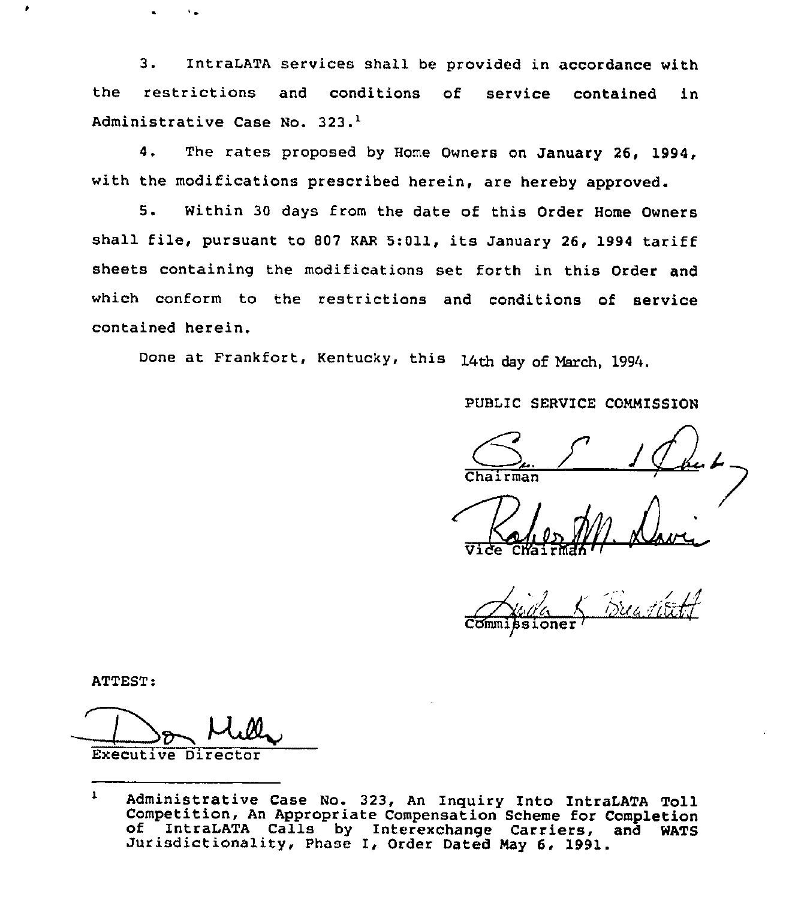3. IntraLATA services shall be provided in accordance with the restrictions and conditions of service contained in Administrative Case No. 323.[1]

4. The rates proposed by Home Owners on January 26, 1994, with the modifications prescribed herein, are hereby approved.

5. Within 30 days from the date of this Order Home Owners shall file, pursuant to 807 KAR 5:011, its January 26, 1994 tariff sheets containing the modifications set forth in this Order and which conform to the restrictions and conditions of service contained herein.

Done at Frankfort, Kentucky, this 14th day of March, 1994.

PUBLIC SERVICE COMMISSION

Chairman

Vice Chairman

Commissioner

ATTEST:

Executive Director

---

[1] Administrative Case No. 323, An Inquiry Into IntraLATA Toll Competition, An Appropriate Compensation Scheme for Completion of IntraLATA Calls by Interexchange Carriers, and WATS Jurisdictionality, Phase I, Order Dated May 6, 1991.